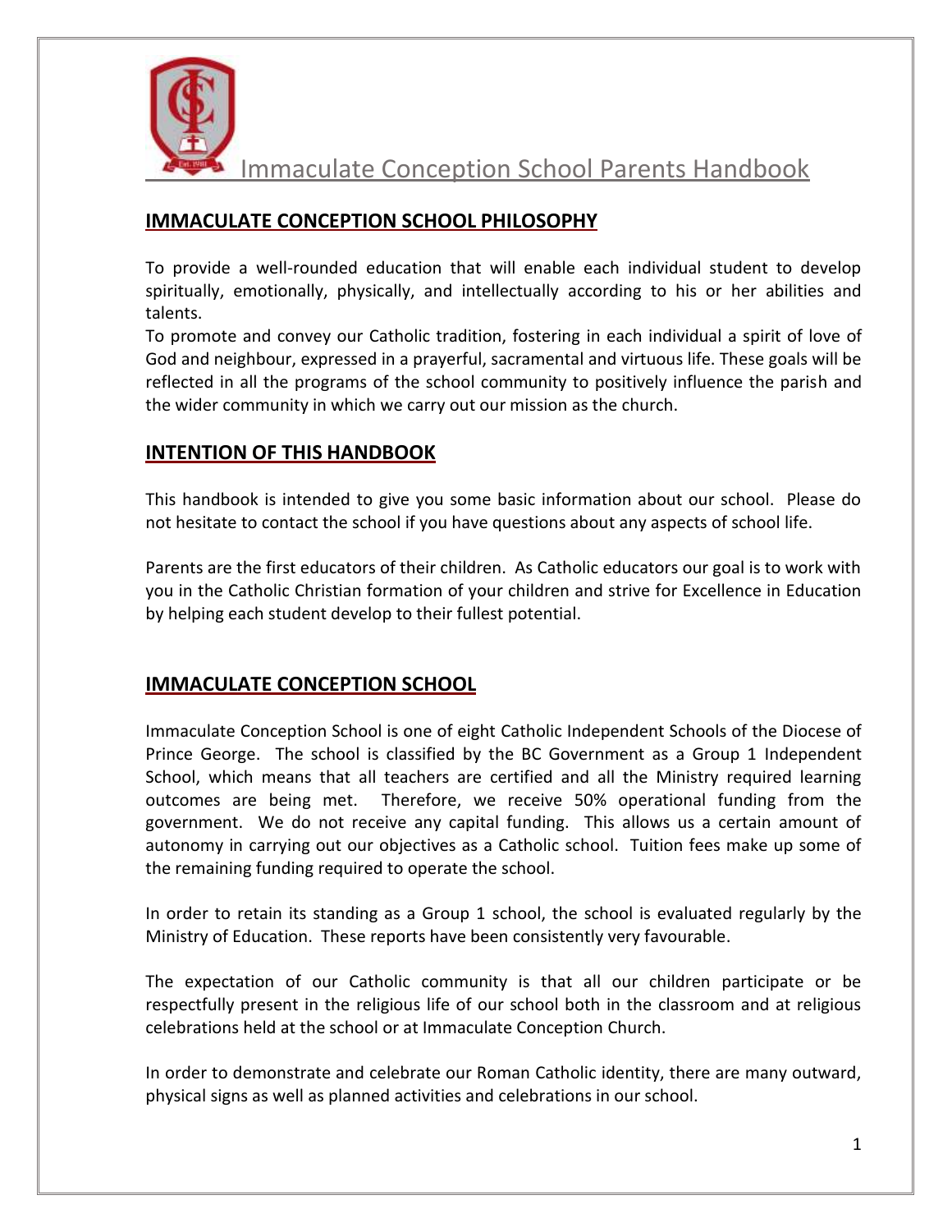# Immaculate Conception School Parents Handbook

## IMMACULATE CONCEPTION SCHOOL PHILOSOPHY

To provide a well-rounded education that will enable each individual student to develop spiritually, emotionally, physically, and intellectually according to his or her abilities and talents.

To promote and convey our Catholic tradition, fostering in each individual a spirit of love of God and neighbour, expressed in a prayerful, sacramental and virtuous life. These goals will be reflected in all the programs of the school community to positively influence the parish and the wider community in which we carry out our mission as the church.

## INTENTION OF THIS HANDBOOK

This handbook is intended to give you some basic information about our school. Please do not hesitate to contact the school if you have questions about any aspects of school life.

Parents are the first educators of their children. As Catholic educators our goal is to work with you in the Catholic Christian formation of your children and strive for Excellence in Education by helping each student develop to their fullest potential.

## IMMACULATE CONCEPTION SCHOOL

Immaculate Conception School is one of eight Catholic Independent Schools of the Diocese of Prince George. The school is classified by the BC Government as a Group 1 Independent School, which means that all teachers are certified and all the Ministry required learning outcomes are being met. Therefore, we receive 50% operational funding from the government. We do not receive any capital funding. This allows us a certain amount of autonomy in carrying out our objectives as a Catholic school. Tuition fees make up some of the remaining funding required to operate the school.

In order to retain its standing as a Group 1 school, the school is evaluated regularly by the Ministry of Education. These reports have been consistently very favourable.

The expectation of our Catholic community is that all our children participate or be respectfully present in the religious life of our school both in the classroom and at religious celebrations held at the school or at Immaculate Conception Church.

In order to demonstrate and celebrate our Roman Catholic identity, there are many outward, physical signs as well as planned activities and celebrations in our school.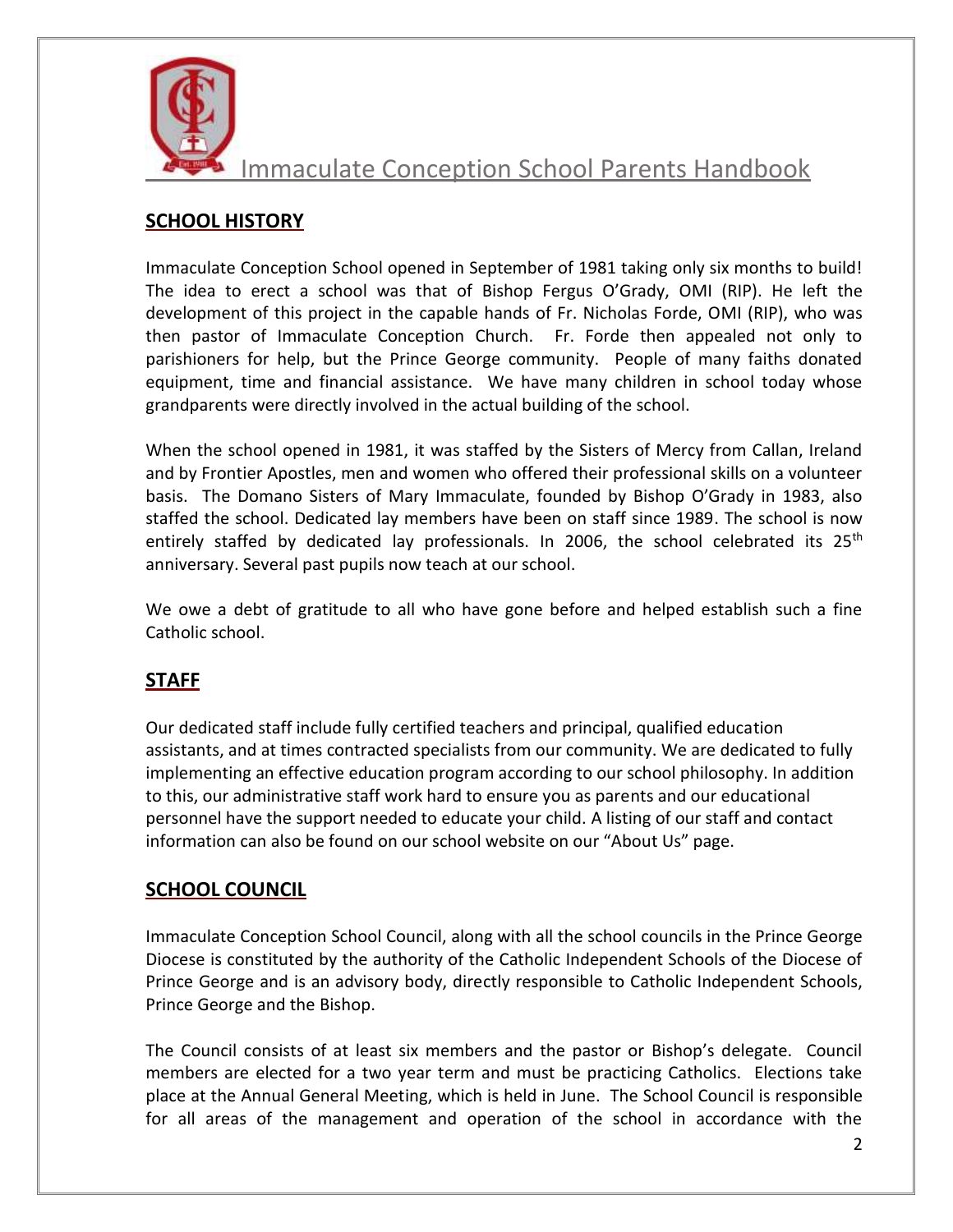## SCHOOL HISTORY

Immaculate Conception School opened in September of 1981 taking only six months to build! The idea to erect a school was that of Bishop Fergus O'Grady, OMI (RIP). He left the development of this project in the capable hands of Fr. Nicholas Forde, OMI (RIP), who was then pastor of Immaculate Conception Church. Fr. Forde then appealed not only to parishioners for help, but the Prince George community. People of many faiths donated equipment, time and financial assistance. We have many children in school today whose grandparents were directly involved in the actual building of the school.

When the school opened in 1981, it was staffed by the Sisters of Mercy from Callan, Ireland and by Frontier Apostles, men and women who offered their professional skills on a volunteer basis. The Domano Sisters of Mary Immaculate, founded by Bishop O'Grady in 1983, also staffed the school. Dedicated lay members have been on staff since 1989. The school is now entirely staffed by dedicated lay professionals. In 2006, the school celebrated its 25th anniversary. Several past pupils now teach at our school.

We owe a debt of gratitude to all who have gone before and helped establish such a fine Catholic school.

## STAFF

Our dedicated staff include fully certified teachers and principal, qualified education assistants, and at times contracted specialists from our community. We are dedicated to fully implementing an effective education program according to our school philosophy. In addition to this, our administrative staff work hard to ensure you as parents and our educational personnel have the support needed to educate your child. A listing of our staff and contact information can also be found on our school website on our "About Us" page.

## SCHOOL COUNCIL

Immaculate Conception School Council, along with all the school councils in the Prince George Diocese is constituted by the authority of the Catholic Independent Schools of the Diocese of Prince George and is an advisory body, directly responsible to Catholic Independent Schools, Prince George and the Bishop.

The Council consists of at least six members and the pastor or Bishop's delegate. Council members are elected for a two year term and must be practicing Catholics. Elections take place at the Annual General Meeting, which is held in June. The School Council is responsible for all areas of the management and operation of the school in accordance with the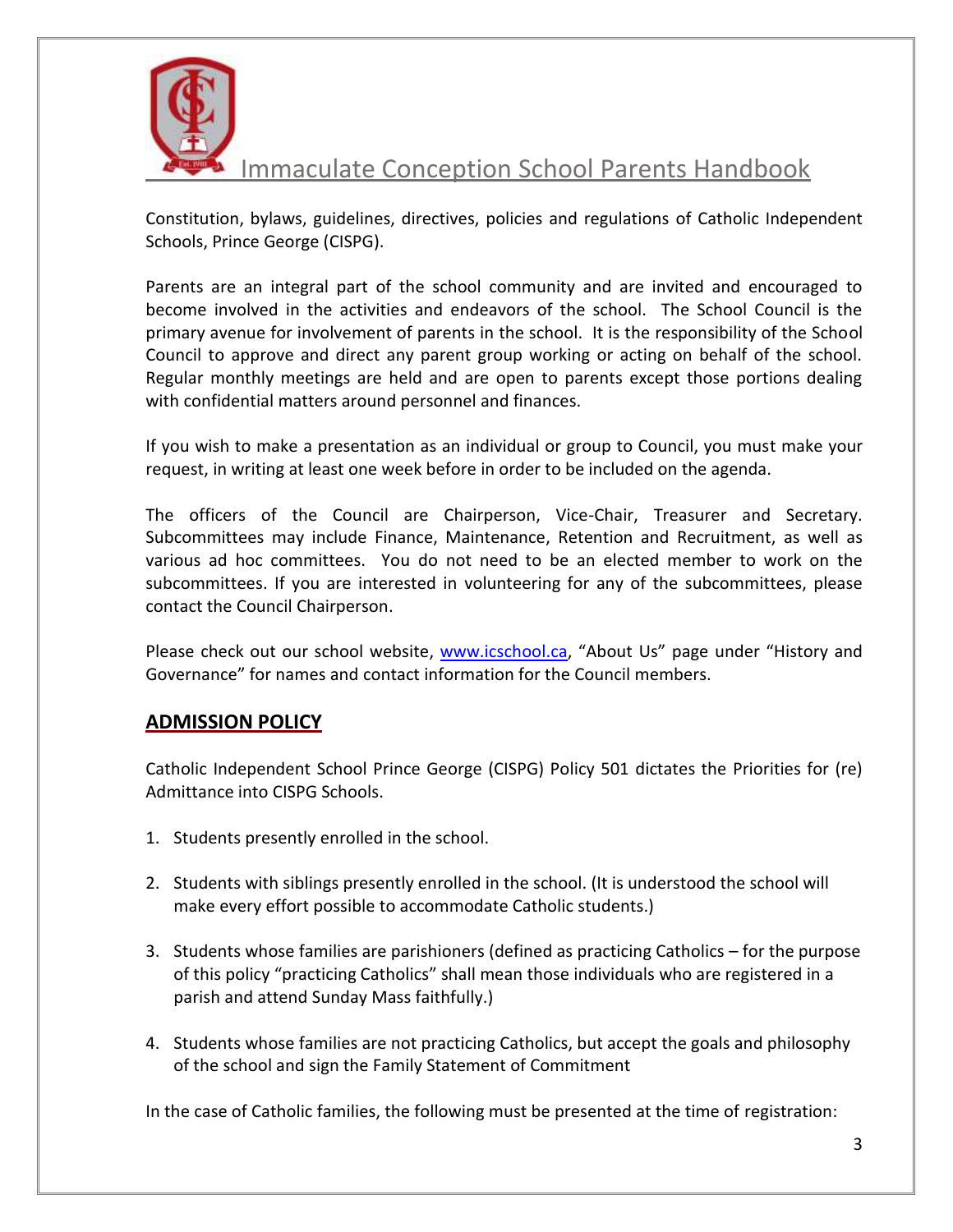Constitution, bylaws, guidelines, directives, policies and regulations of Catholic Independent Schools, Prince George (CISPG).

Parents are an integral part of the school community and are invited and encouraged to become involved in the activities and endeavors of the school. The School Council is the primary avenue for involvement of parents in the school. It is the responsibility of the School Council to approve and direct any parent group working or acting on behalf of the school. Regular monthly meetings are held and are open to parents except those portions dealing with confidential matters around personnel and finances.

If you wish to make a presentation as an individual or group to Council, you must make your request, in writing at least one week before in order to be included on the agenda.

The officers of the Council are Chairperson, Vice-Chair, Treasurer and Secretary. Subcommittees may include Finance, Maintenance, Retention and Recruitment, as well as various ad hoc committees. You do not need to be an elected member to work on the subcommittees. If you are interested in volunteering for any of the subcommittees, please contact the Council Chairperson.

Please check out our school website, www.icschool.ca, "About Us" page under "History and Governance" for names and contact information for the Council members.

## ADMISSION POLICY

Catholic Independent School Prince George (CISPG) Policy 501 dictates the Priorities for (re) Admittance into CISPG Schools.

1. Students presently enrolled in the school.
2. Students with siblings presently enrolled in the school. (It is understood the school will make every effort possible to accommodate Catholic students.)
3. Students whose families are parishioners (defined as practicing Catholics – for the purpose of this policy "practicing Catholics" shall mean those individuals who are registered in a parish and attend Sunday Mass faithfully.)
4. Students whose families are not practicing Catholics, but accept the goals and philosophy of the school and sign the Family Statement of Commitment

In the case of Catholic families, the following must be presented at the time of registration: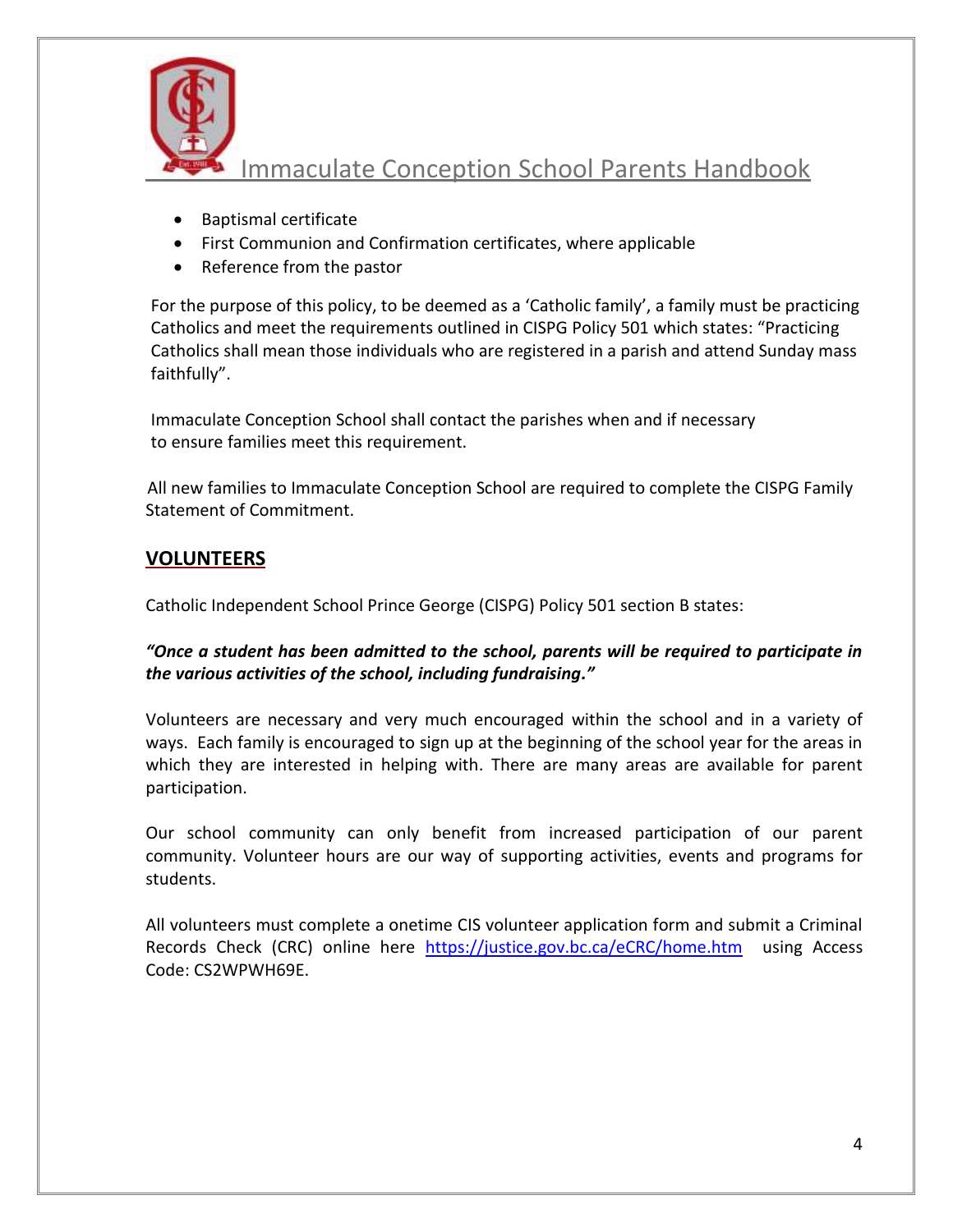- Baptismal certificate
- First Communion and Confirmation certificates, where applicable
- Reference from the pastor

For the purpose of this policy, to be deemed as a 'Catholic family', a family must be practicing Catholics and meet the requirements outlined in CISPG Policy 501 which states: "Practicing Catholics shall mean those individuals who are registered in a parish and attend Sunday mass faithfully".

Immaculate Conception School shall contact the parishes when and if necessary to ensure families meet this requirement.

All new families to Immaculate Conception School are required to complete the CISPG Family Statement of Commitment.

## VOLUNTEERS

Catholic Independent School Prince George (CISPG) Policy 501 section B states:

***"Once a student has been admitted to the school, parents will be required to participate in the various activities of the school, including fundraising."***

Volunteers are necessary and very much encouraged within the school and in a variety of ways. Each family is encouraged to sign up at the beginning of the school year for the areas in which they are interested in helping with. There are many areas are available for parent participation.

Our school community can only benefit from increased participation of our parent community. Volunteer hours are our way of supporting activities, events and programs for students.

All volunteers must complete a onetime CIS volunteer application form and submit a Criminal Records Check (CRC) online here https://justice.gov.bc.ca/eCRC/home.htm using Access Code: CS2WPWH69E.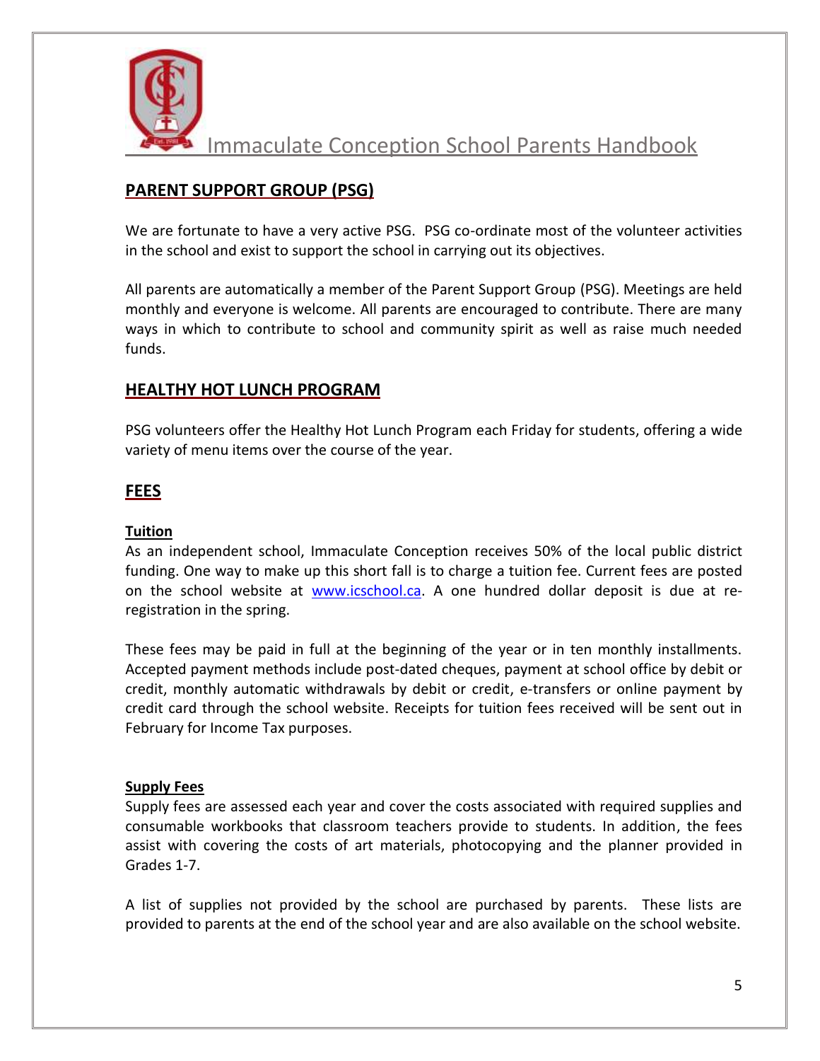## PARENT SUPPORT GROUP (PSG)

We are fortunate to have a very active PSG. PSG co-ordinate most of the volunteer activities in the school and exist to support the school in carrying out its objectives.

All parents are automatically a member of the Parent Support Group (PSG). Meetings are held monthly and everyone is welcome. All parents are encouraged to contribute. There are many ways in which to contribute to school and community spirit as well as raise much needed funds.

## HEALTHY HOT LUNCH PROGRAM

PSG volunteers offer the Healthy Hot Lunch Program each Friday for students, offering a wide variety of menu items over the course of the year.

## FEES

### Tuition

As an independent school, Immaculate Conception receives 50% of the local public district funding. One way to make up this short fall is to charge a tuition fee. Current fees are posted on the school website at www.icschool.ca. A one hundred dollar deposit is due at re-registration in the spring.

These fees may be paid in full at the beginning of the year or in ten monthly installments. Accepted payment methods include post-dated cheques, payment at school office by debit or credit, monthly automatic withdrawals by debit or credit, e-transfers or online payment by credit card through the school website. Receipts for tuition fees received will be sent out in February for Income Tax purposes.

### Supply Fees

Supply fees are assessed each year and cover the costs associated with required supplies and consumable workbooks that classroom teachers provide to students. In addition, the fees assist with covering the costs of art materials, photocopying and the planner provided in Grades 1-7.

A list of supplies not provided by the school are purchased by parents. These lists are provided to parents at the end of the school year and are also available on the school website.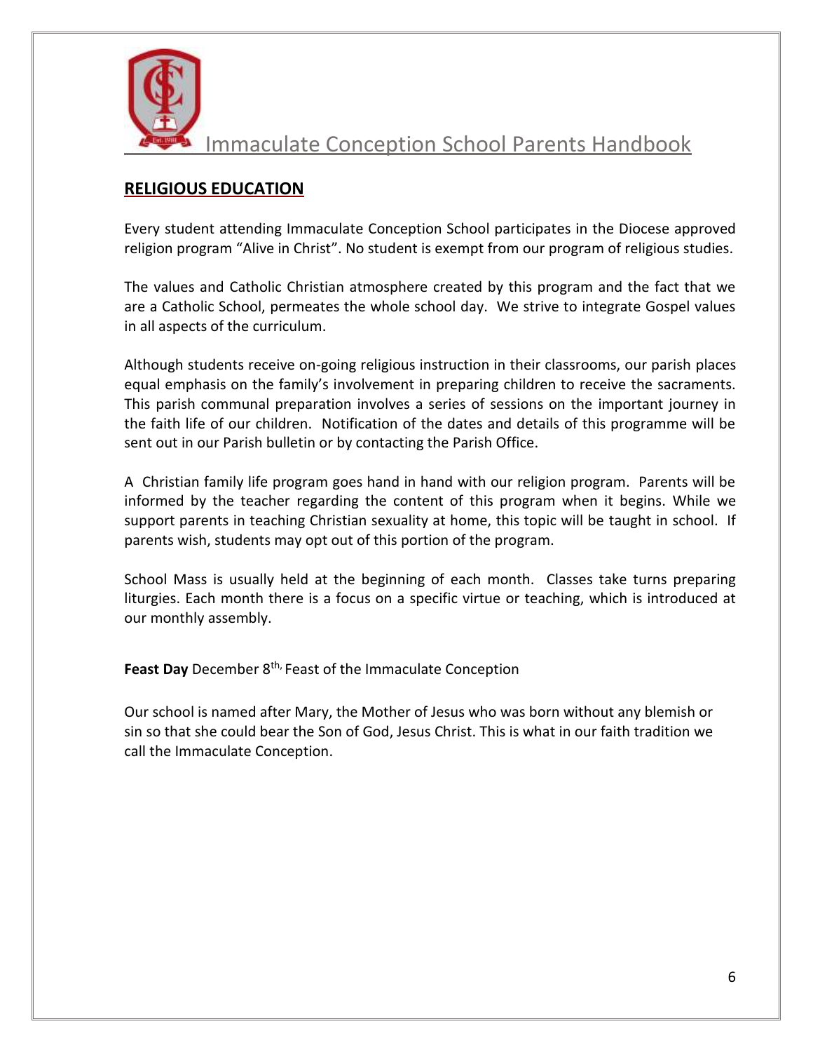## RELIGIOUS EDUCATION

Every student attending Immaculate Conception School participates in the Diocese approved religion program "Alive in Christ". No student is exempt from our program of religious studies.

The values and Catholic Christian atmosphere created by this program and the fact that we are a Catholic School, permeates the whole school day. We strive to integrate Gospel values in all aspects of the curriculum.

Although students receive on-going religious instruction in their classrooms, our parish places equal emphasis on the family's involvement in preparing children to receive the sacraments. This parish communal preparation involves a series of sessions on the important journey in the faith life of our children. Notification of the dates and details of this programme will be sent out in our Parish bulletin or by contacting the Parish Office.

A Christian family life program goes hand in hand with our religion program. Parents will be informed by the teacher regarding the content of this program when it begins. While we support parents in teaching Christian sexuality at home, this topic will be taught in school. If parents wish, students may opt out of this portion of the program.

School Mass is usually held at the beginning of each month. Classes take turns preparing liturgies. Each month there is a focus on a specific virtue or teaching, which is introduced at our monthly assembly.

**Feast Day** December 8th, Feast of the Immaculate Conception

Our school is named after Mary, the Mother of Jesus who was born without any blemish or sin so that she could bear the Son of God, Jesus Christ. This is what in our faith tradition we call the Immaculate Conception.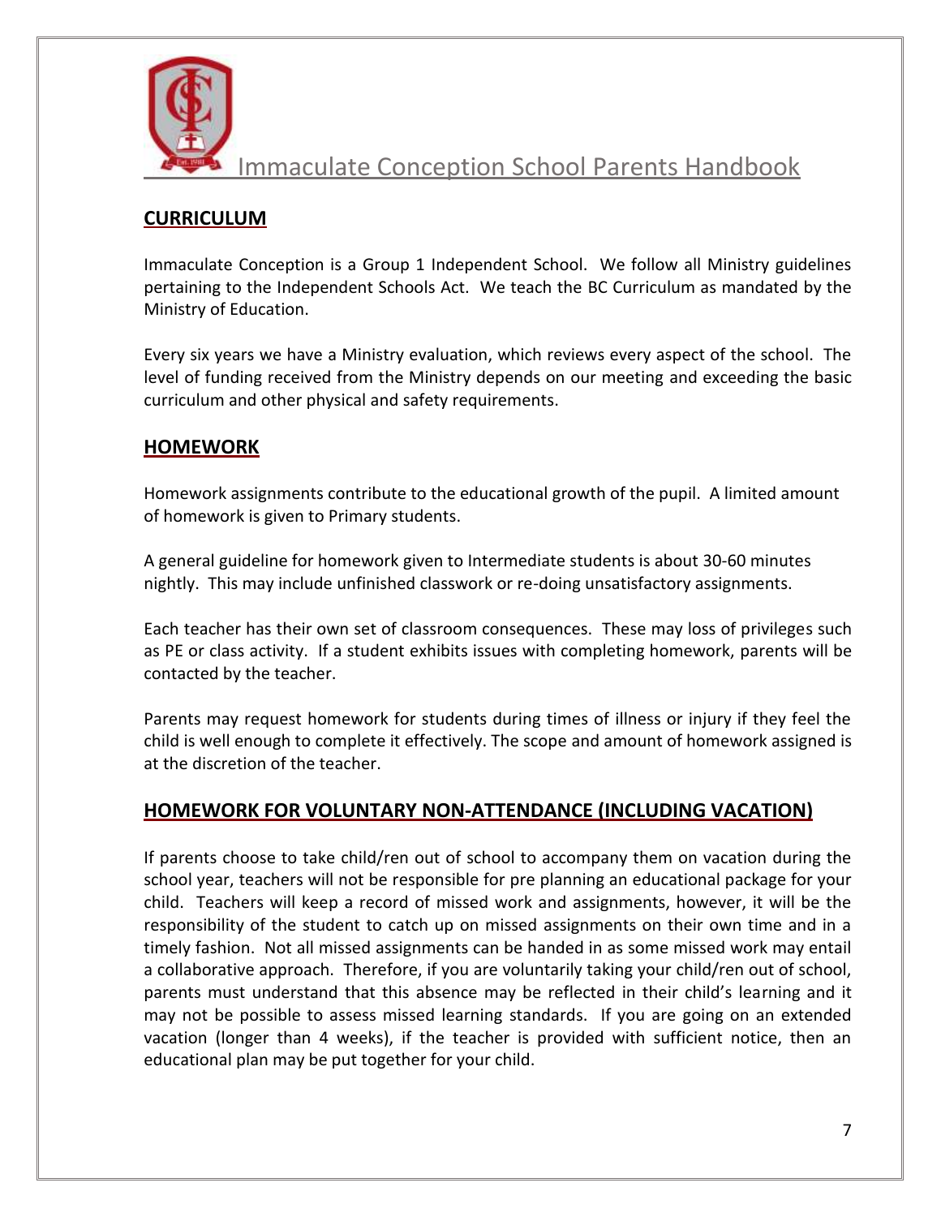## CURRICULUM

Immaculate Conception is a Group 1 Independent School. We follow all Ministry guidelines pertaining to the Independent Schools Act. We teach the BC Curriculum as mandated by the Ministry of Education.

Every six years we have a Ministry evaluation, which reviews every aspect of the school. The level of funding received from the Ministry depends on our meeting and exceeding the basic curriculum and other physical and safety requirements.

## HOMEWORK

Homework assignments contribute to the educational growth of the pupil. A limited amount of homework is given to Primary students.

A general guideline for homework given to Intermediate students is about 30-60 minutes nightly. This may include unfinished classwork or re-doing unsatisfactory assignments.

Each teacher has their own set of classroom consequences. These may loss of privileges such as PE or class activity. If a student exhibits issues with completing homework, parents will be contacted by the teacher.

Parents may request homework for students during times of illness or injury if they feel the child is well enough to complete it effectively. The scope and amount of homework assigned is at the discretion of the teacher.

## HOMEWORK FOR VOLUNTARY NON-ATTENDANCE (INCLUDING VACATION)

If parents choose to take child/ren out of school to accompany them on vacation during the school year, teachers will not be responsible for pre planning an educational package for your child. Teachers will keep a record of missed work and assignments, however, it will be the responsibility of the student to catch up on missed assignments on their own time and in a timely fashion. Not all missed assignments can be handed in as some missed work may entail a collaborative approach. Therefore, if you are voluntarily taking your child/ren out of school, parents must understand that this absence may be reflected in their child's learning and it may not be possible to assess missed learning standards. If you are going on an extended vacation (longer than 4 weeks), if the teacher is provided with sufficient notice, then an educational plan may be put together for your child.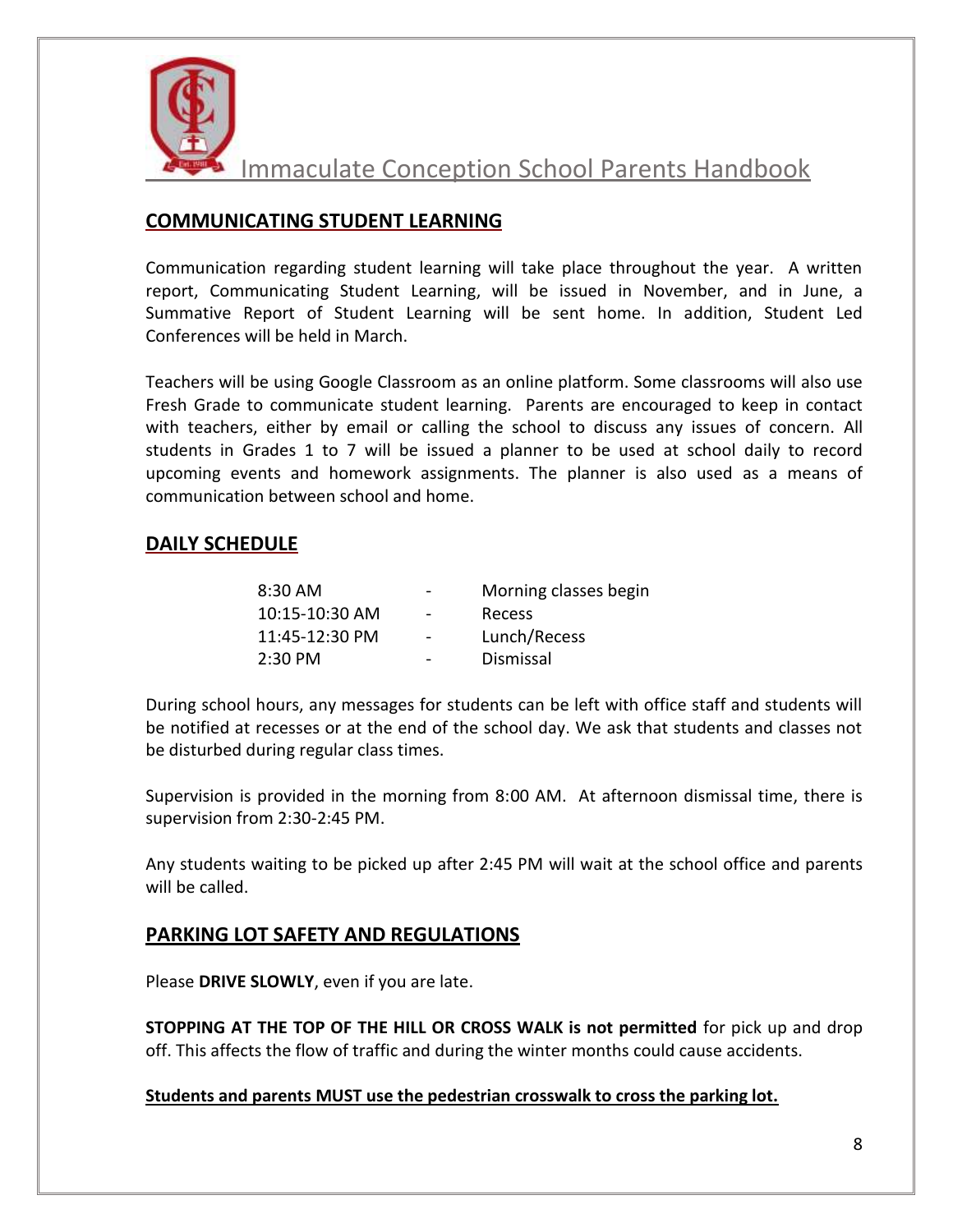## COMMUNICATING STUDENT LEARNING

Communication regarding student learning will take place throughout the year. A written report, Communicating Student Learning, will be issued in November, and in June, a Summative Report of Student Learning will be sent home. In addition, Student Led Conferences will be held in March.

Teachers will be using Google Classroom as an online platform. Some classrooms will also use Fresh Grade to communicate student learning. Parents are encouraged to keep in contact with teachers, either by email or calling the school to discuss any issues of concern. All students in Grades 1 to 7 will be issued a planner to be used at school daily to record upcoming events and homework assignments. The planner is also used as a means of communication between school and home.

## DAILY SCHEDULE

| | | |
|---|---|---|
| 8:30 AM | - | Morning classes begin |
| 10:15-10:30 AM | - | Recess |
| 11:45-12:30 PM | - | Lunch/Recess |
| 2:30 PM | - | Dismissal |

During school hours, any messages for students can be left with office staff and students will be notified at recesses or at the end of the school day. We ask that students and classes not be disturbed during regular class times.

Supervision is provided in the morning from 8:00 AM. At afternoon dismissal time, there is supervision from 2:30-2:45 PM.

Any students waiting to be picked up after 2:45 PM will wait at the school office and parents will be called.

## PARKING LOT SAFETY AND REGULATIONS

Please **DRIVE SLOWLY**, even if you are late.

**STOPPING AT THE TOP OF THE HILL OR CROSS WALK is not permitted** for pick up and drop off. This affects the flow of traffic and during the winter months could cause accidents.

**Students and parents MUST use the pedestrian crosswalk to cross the parking lot.**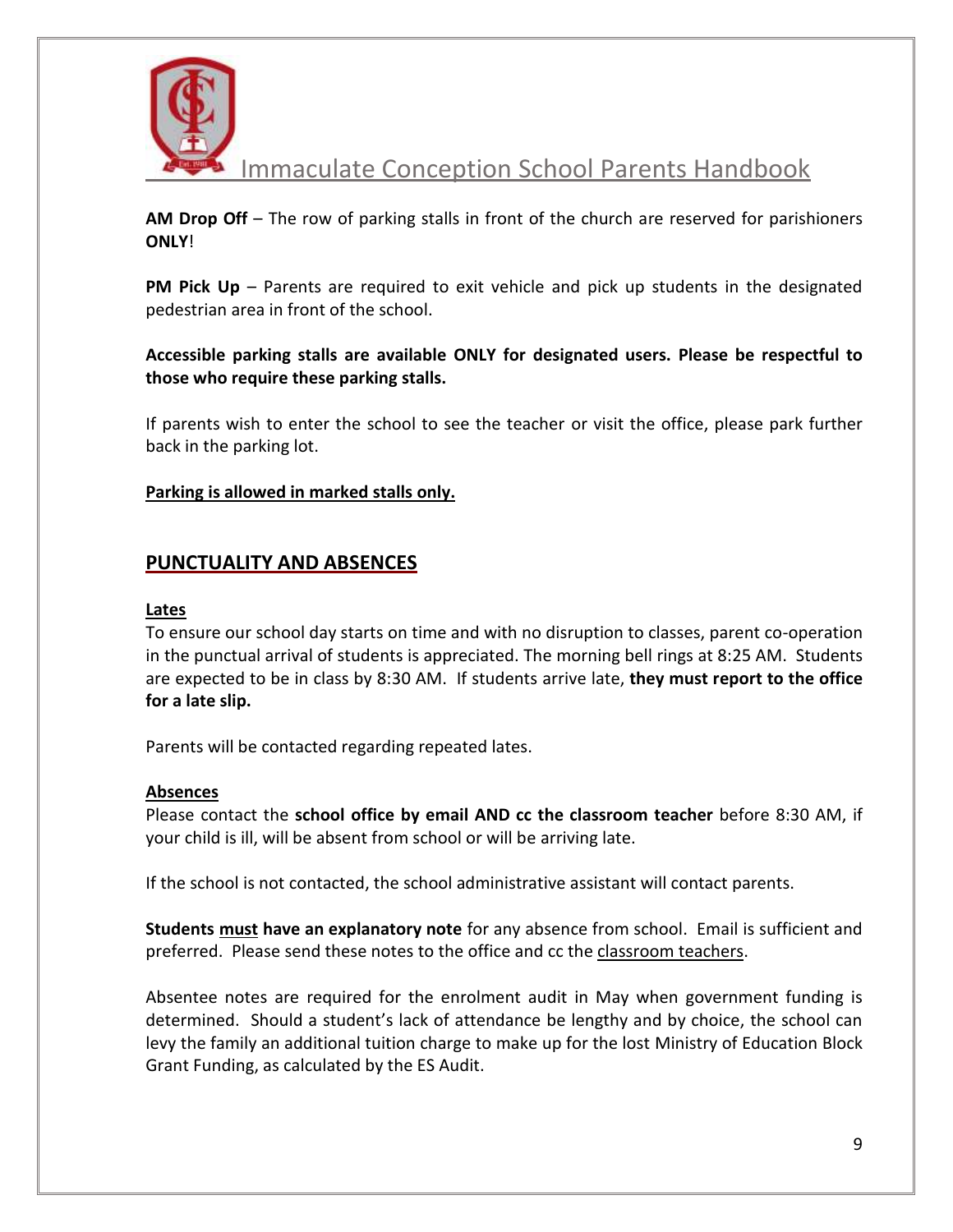**AM Drop Off** – The row of parking stalls in front of the church are reserved for parishioners **ONLY**!

**PM Pick Up** – Parents are required to exit vehicle and pick up students in the designated pedestrian area in front of the school.

**Accessible parking stalls are available ONLY for designated users. Please be respectful to those who require these parking stalls.**

If parents wish to enter the school to see the teacher or visit the office, please park further back in the parking lot.

**Parking is allowed in marked stalls only.**

## PUNCTUALITY AND ABSENCES

### Lates

To ensure our school day starts on time and with no disruption to classes, parent co-operation in the punctual arrival of students is appreciated. The morning bell rings at 8:25 AM. Students are expected to be in class by 8:30 AM. If students arrive late, **they must report to the office for a late slip.**

Parents will be contacted regarding repeated lates.

### Absences

Please contact the **school office by email AND cc the classroom teacher** before 8:30 AM, if your child is ill, will be absent from school or will be arriving late.

If the school is not contacted, the school administrative assistant will contact parents.

**Students must have an explanatory note** for any absence from school. Email is sufficient and preferred. Please send these notes to the office and cc the classroom teachers.

Absentee notes are required for the enrolment audit in May when government funding is determined. Should a student's lack of attendance be lengthy and by choice, the school can levy the family an additional tuition charge to make up for the lost Ministry of Education Block Grant Funding, as calculated by the ES Audit.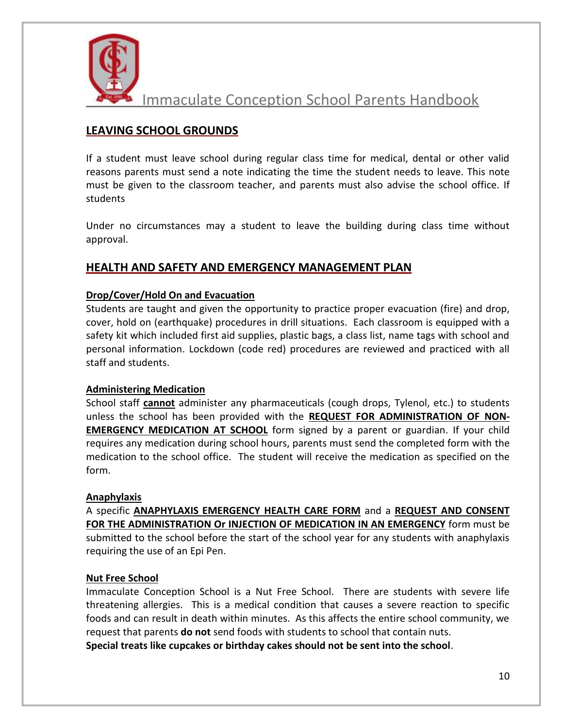## LEAVING SCHOOL GROUNDS

If a student must leave school during regular class time for medical, dental or other valid reasons parents must send a note indicating the time the student needs to leave. This note must be given to the classroom teacher, and parents must also advise the school office. If students

Under no circumstances may a student to leave the building during class time without approval.

## HEALTH AND SAFETY AND EMERGENCY MANAGEMENT PLAN

### Drop/Cover/Hold On and Evacuation

Students are taught and given the opportunity to practice proper evacuation (fire) and drop, cover, hold on (earthquake) procedures in drill situations. Each classroom is equipped with a safety kit which included first aid supplies, plastic bags, a class list, name tags with school and personal information. Lockdown (code red) procedures are reviewed and practiced with all staff and students.

### Administering Medication

School staff **cannot** administer any pharmaceuticals (cough drops, Tylenol, etc.) to students unless the school has been provided with the **REQUEST FOR ADMINISTRATION OF NON-EMERGENCY MEDICATION AT SCHOOL** form signed by a parent or guardian. If your child requires any medication during school hours, parents must send the completed form with the medication to the school office. The student will receive the medication as specified on the form.

### Anaphylaxis

A specific **ANAPHYLAXIS EMERGENCY HEALTH CARE FORM** and a **REQUEST AND CONSENT FOR THE ADMINISTRATION Or INJECTION OF MEDICATION IN AN EMERGENCY** form must be submitted to the school before the start of the school year for any students with anaphylaxis requiring the use of an Epi Pen.

### Nut Free School

Immaculate Conception School is a Nut Free School. There are students with severe life threatening allergies. This is a medical condition that causes a severe reaction to specific foods and can result in death within minutes. As this affects the entire school community, we request that parents **do not** send foods with students to school that contain nuts.
**Special treats like cupcakes or birthday cakes should not be sent into the school**.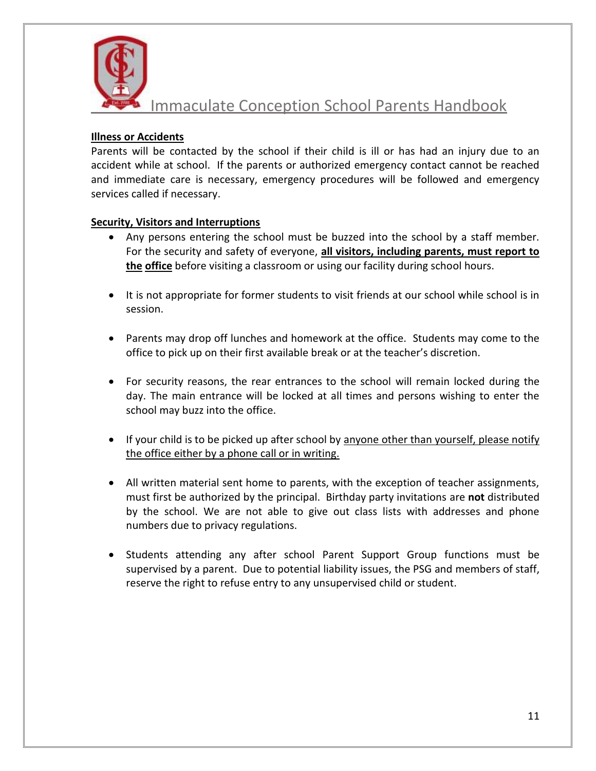## Illness or Accidents

Parents will be contacted by the school if their child is ill or has had an injury due to an accident while at school. If the parents or authorized emergency contact cannot be reached and immediate care is necessary, emergency procedures will be followed and emergency services called if necessary.

## Security, Visitors and Interruptions

- Any persons entering the school must be buzzed into the school by a staff member. For the security and safety of everyone, **all visitors, including parents, must report to the office** before visiting a classroom or using our facility during school hours.

- It is not appropriate for former students to visit friends at our school while school is in session.

- Parents may drop off lunches and homework at the office. Students may come to the office to pick up on their first available break or at the teacher's discretion.

- For security reasons, the rear entrances to the school will remain locked during the day. The main entrance will be locked at all times and persons wishing to enter the school may buzz into the office.

- If your child is to be picked up after school by anyone other than yourself, please notify the office either by a phone call or in writing.

- All written material sent home to parents, with the exception of teacher assignments, must first be authorized by the principal. Birthday party invitations are **not** distributed by the school. We are not able to give out class lists with addresses and phone numbers due to privacy regulations.

- Students attending any after school Parent Support Group functions must be supervised by a parent. Due to potential liability issues, the PSG and members of staff, reserve the right to refuse entry to any unsupervised child or student.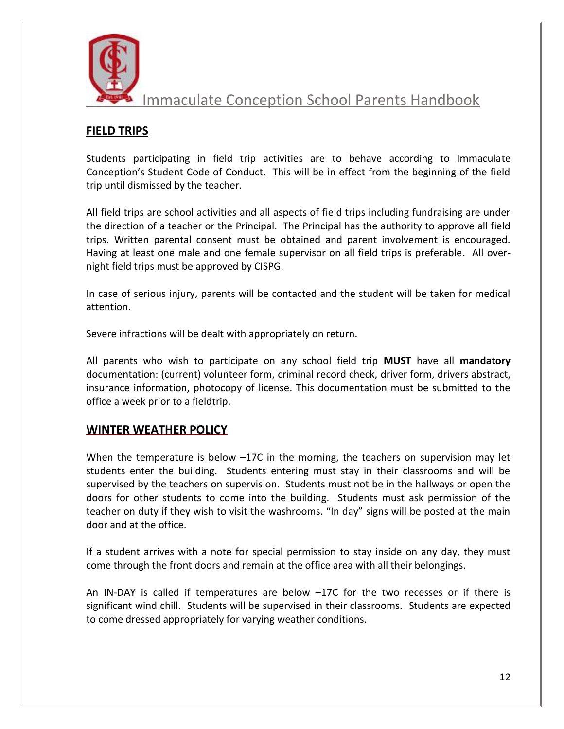## FIELD TRIPS

Students participating in field trip activities are to behave according to Immaculate Conception's Student Code of Conduct. This will be in effect from the beginning of the field trip until dismissed by the teacher.

All field trips are school activities and all aspects of field trips including fundraising are under the direction of a teacher or the Principal. The Principal has the authority to approve all field trips. Written parental consent must be obtained and parent involvement is encouraged. Having at least one male and one female supervisor on all field trips is preferable. All over-night field trips must be approved by CISPG.

In case of serious injury, parents will be contacted and the student will be taken for medical attention.

Severe infractions will be dealt with appropriately on return.

All parents who wish to participate on any school field trip **MUST** have all **mandatory** documentation: (current) volunteer form, criminal record check, driver form, drivers abstract, insurance information, photocopy of license. This documentation must be submitted to the office a week prior to a fieldtrip.

## WINTER WEATHER POLICY

When the temperature is below –17C in the morning, the teachers on supervision may let students enter the building. Students entering must stay in their classrooms and will be supervised by the teachers on supervision. Students must not be in the hallways or open the doors for other students to come into the building. Students must ask permission of the teacher on duty if they wish to visit the washrooms. "In day" signs will be posted at the main door and at the office.

If a student arrives with a note for special permission to stay inside on any day, they must come through the front doors and remain at the office area with all their belongings.

An IN-DAY is called if temperatures are below –17C for the two recesses or if there is significant wind chill. Students will be supervised in their classrooms. Students are expected to come dressed appropriately for varying weather conditions.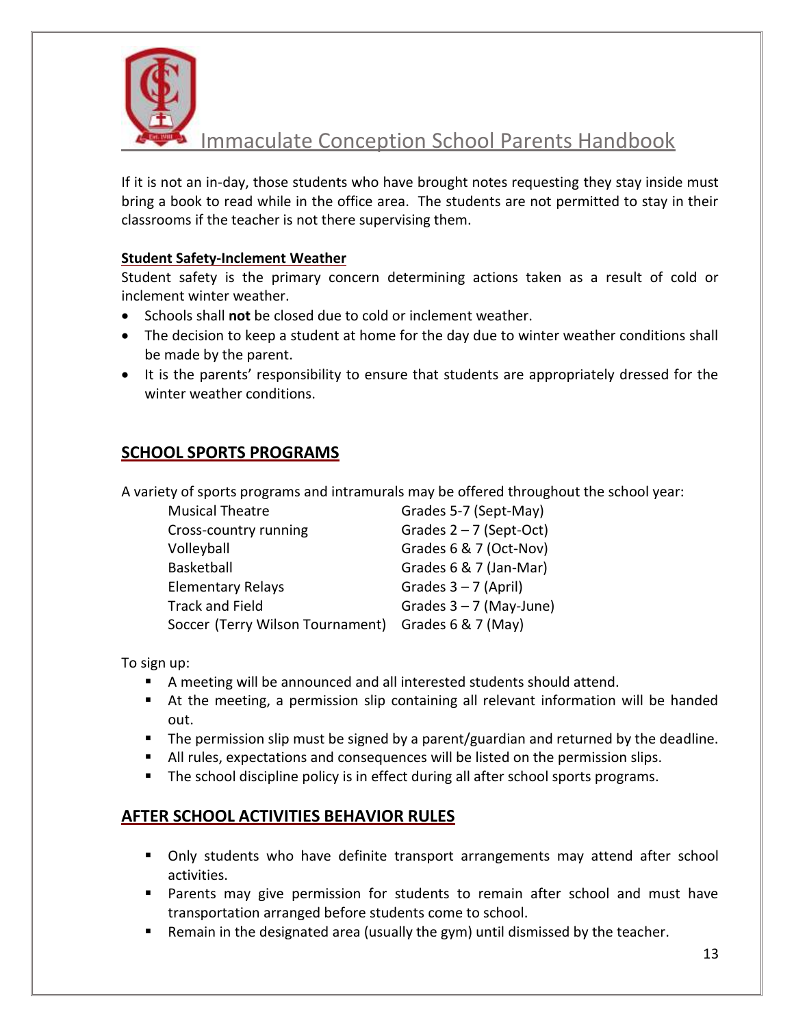If it is not an in-day, those students who have brought notes requesting they stay inside must bring a book to read while in the office area. The students are not permitted to stay in their classrooms if the teacher is not there supervising them.

**Student Safety-Inclement Weather**

Student safety is the primary concern determining actions taken as a result of cold or inclement winter weather.

- Schools shall **not** be closed due to cold or inclement weather.
- The decision to keep a student at home for the day due to winter weather conditions shall be made by the parent.
- It is the parents' responsibility to ensure that students are appropriately dressed for the winter weather conditions.

## SCHOOL SPORTS PROGRAMS

A variety of sports programs and intramurals may be offered throughout the school year:

| | |
|---|---|
| Musical Theatre | Grades 5-7 (Sept-May) |
| Cross-country running | Grades 2 – 7 (Sept-Oct) |
| Volleyball | Grades 6 & 7 (Oct-Nov) |
| Basketball | Grades 6 & 7 (Jan-Mar) |
| Elementary Relays | Grades 3 – 7 (April) |
| Track and Field | Grades 3 – 7 (May-June) |
| Soccer (Terry Wilson Tournament) | Grades 6 & 7 (May) |

To sign up:

- A meeting will be announced and all interested students should attend.
- At the meeting, a permission slip containing all relevant information will be handed out.
- The permission slip must be signed by a parent/guardian and returned by the deadline.
- All rules, expectations and consequences will be listed on the permission slips.
- The school discipline policy is in effect during all after school sports programs.

## AFTER SCHOOL ACTIVITIES BEHAVIOR RULES

- Only students who have definite transport arrangements may attend after school activities.
- Parents may give permission for students to remain after school and must have transportation arranged before students come to school.
- Remain in the designated area (usually the gym) until dismissed by the teacher.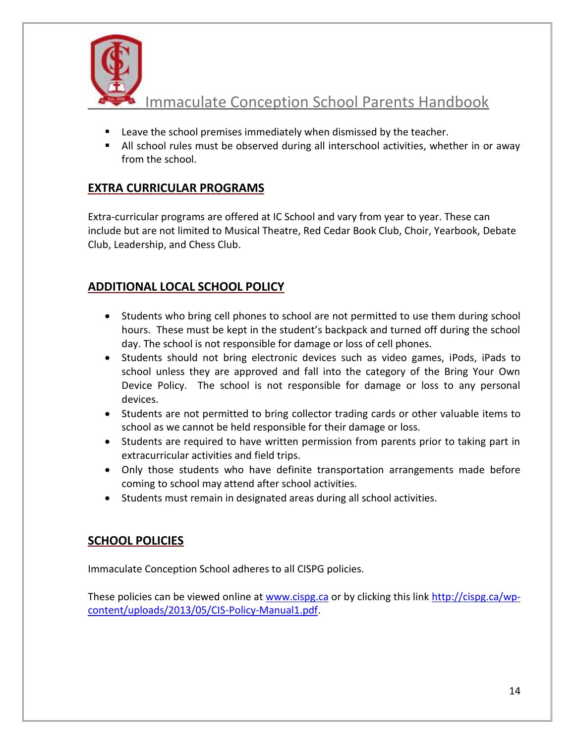- Leave the school premises immediately when dismissed by the teacher.
- All school rules must be observed during all interschool activities, whether in or away from the school.

## EXTRA CURRICULAR PROGRAMS

Extra-curricular programs are offered at IC School and vary from year to year. These can include but are not limited to Musical Theatre, Red Cedar Book Club, Choir, Yearbook, Debate Club, Leadership, and Chess Club.

## ADDITIONAL LOCAL SCHOOL POLICY

- Students who bring cell phones to school are not permitted to use them during school hours. These must be kept in the student's backpack and turned off during the school day. The school is not responsible for damage or loss of cell phones.
- Students should not bring electronic devices such as video games, iPods, iPads to school unless they are approved and fall into the category of the Bring Your Own Device Policy. The school is not responsible for damage or loss to any personal devices.
- Students are not permitted to bring collector trading cards or other valuable items to school as we cannot be held responsible for their damage or loss.
- Students are required to have written permission from parents prior to taking part in extracurricular activities and field trips.
- Only those students who have definite transportation arrangements made before coming to school may attend after school activities.
- Students must remain in designated areas during all school activities.

## SCHOOL POLICIES

Immaculate Conception School adheres to all CISPG policies.

These policies can be viewed online at [www.cispg.ca](http://www.cispg.ca) or by clicking this link [http://cispg.ca/wp-content/uploads/2013/05/CIS-Policy-Manual1.pdf](http://cispg.ca/wp-content/uploads/2013/05/CIS-Policy-Manual1.pdf).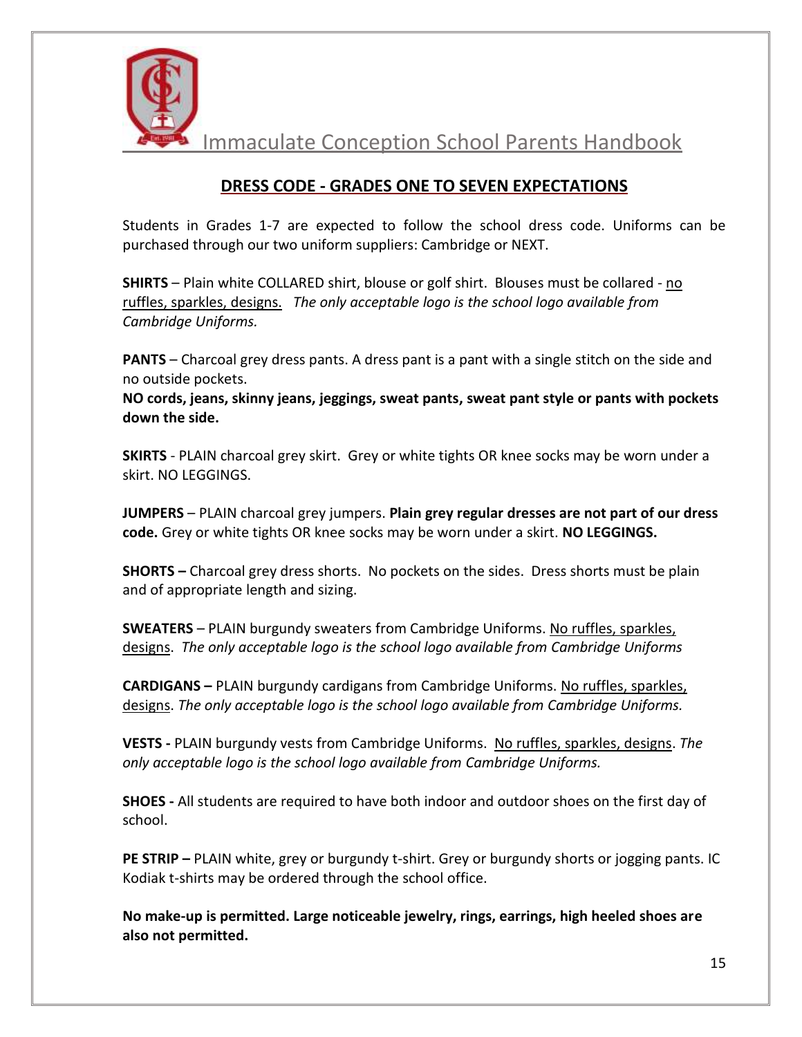## DRESS CODE - GRADES ONE TO SEVEN EXPECTATIONS

Students in Grades 1-7 are expected to follow the school dress code. Uniforms can be purchased through our two uniform suppliers: Cambridge or NEXT.

**SHIRTS** – Plain white COLLARED shirt, blouse or golf shirt. Blouses must be collared - no ruffles, sparkles, designs. *The only acceptable logo is the school logo available from Cambridge Uniforms.*

**PANTS** – Charcoal grey dress pants. A dress pant is a pant with a single stitch on the side and no outside pockets.
**NO cords, jeans, skinny jeans, jeggings, sweat pants, sweat pant style or pants with pockets down the side.**

**SKIRTS** - PLAIN charcoal grey skirt. Grey or white tights OR knee socks may be worn under a skirt. NO LEGGINGS.

**JUMPERS** – PLAIN charcoal grey jumpers. **Plain grey regular dresses are not part of our dress code.** Grey or white tights OR knee socks may be worn under a skirt. **NO LEGGINGS.**

**SHORTS –** Charcoal grey dress shorts. No pockets on the sides. Dress shorts must be plain and of appropriate length and sizing.

**SWEATERS** – PLAIN burgundy sweaters from Cambridge Uniforms. No ruffles, sparkles, designs. *The only acceptable logo is the school logo available from Cambridge Uniforms*

**CARDIGANS –** PLAIN burgundy cardigans from Cambridge Uniforms. No ruffles, sparkles, designs. *The only acceptable logo is the school logo available from Cambridge Uniforms.*

**VESTS -** PLAIN burgundy vests from Cambridge Uniforms. No ruffles, sparkles, designs. *The only acceptable logo is the school logo available from Cambridge Uniforms.*

**SHOES -** All students are required to have both indoor and outdoor shoes on the first day of school.

**PE STRIP –** PLAIN white, grey or burgundy t-shirt. Grey or burgundy shorts or jogging pants. IC Kodiak t-shirts may be ordered through the school office.

**No make-up is permitted. Large noticeable jewelry, rings, earrings, high heeled shoes are also not permitted.**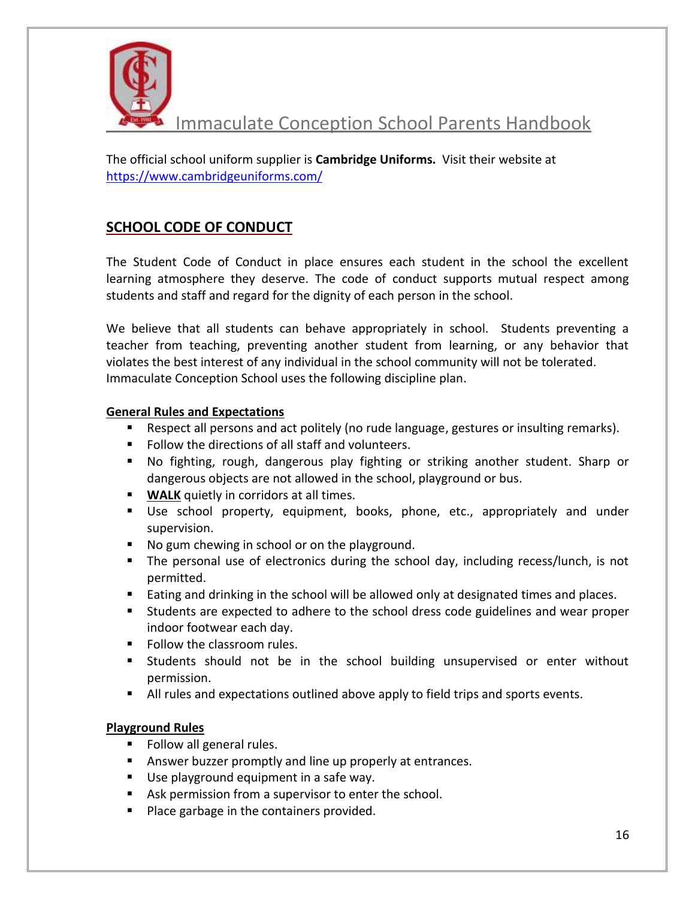The official school uniform supplier is **Cambridge Uniforms.** Visit their website at https://www.cambridgeuniforms.com/

## SCHOOL CODE OF CONDUCT

The Student Code of Conduct in place ensures each student in the school the excellent learning atmosphere they deserve. The code of conduct supports mutual respect among students and staff and regard for the dignity of each person in the school.

We believe that all students can behave appropriately in school. Students preventing a teacher from teaching, preventing another student from learning, or any behavior that violates the best interest of any individual in the school community will not be tolerated. Immaculate Conception School uses the following discipline plan.

### General Rules and Expectations

- Respect all persons and act politely (no rude language, gestures or insulting remarks).
- Follow the directions of all staff and volunteers.
- No fighting, rough, dangerous play fighting or striking another student. Sharp or dangerous objects are not allowed in the school, playground or bus.
- **WALK** quietly in corridors at all times.
- Use school property, equipment, books, phone, etc., appropriately and under supervision.
- No gum chewing in school or on the playground.
- The personal use of electronics during the school day, including recess/lunch, is not permitted.
- Eating and drinking in the school will be allowed only at designated times and places.
- Students are expected to adhere to the school dress code guidelines and wear proper indoor footwear each day.
- Follow the classroom rules.
- Students should not be in the school building unsupervised or enter without permission.
- All rules and expectations outlined above apply to field trips and sports events.

### Playground Rules

- Follow all general rules.
- Answer buzzer promptly and line up properly at entrances.
- Use playground equipment in a safe way.
- Ask permission from a supervisor to enter the school.
- Place garbage in the containers provided.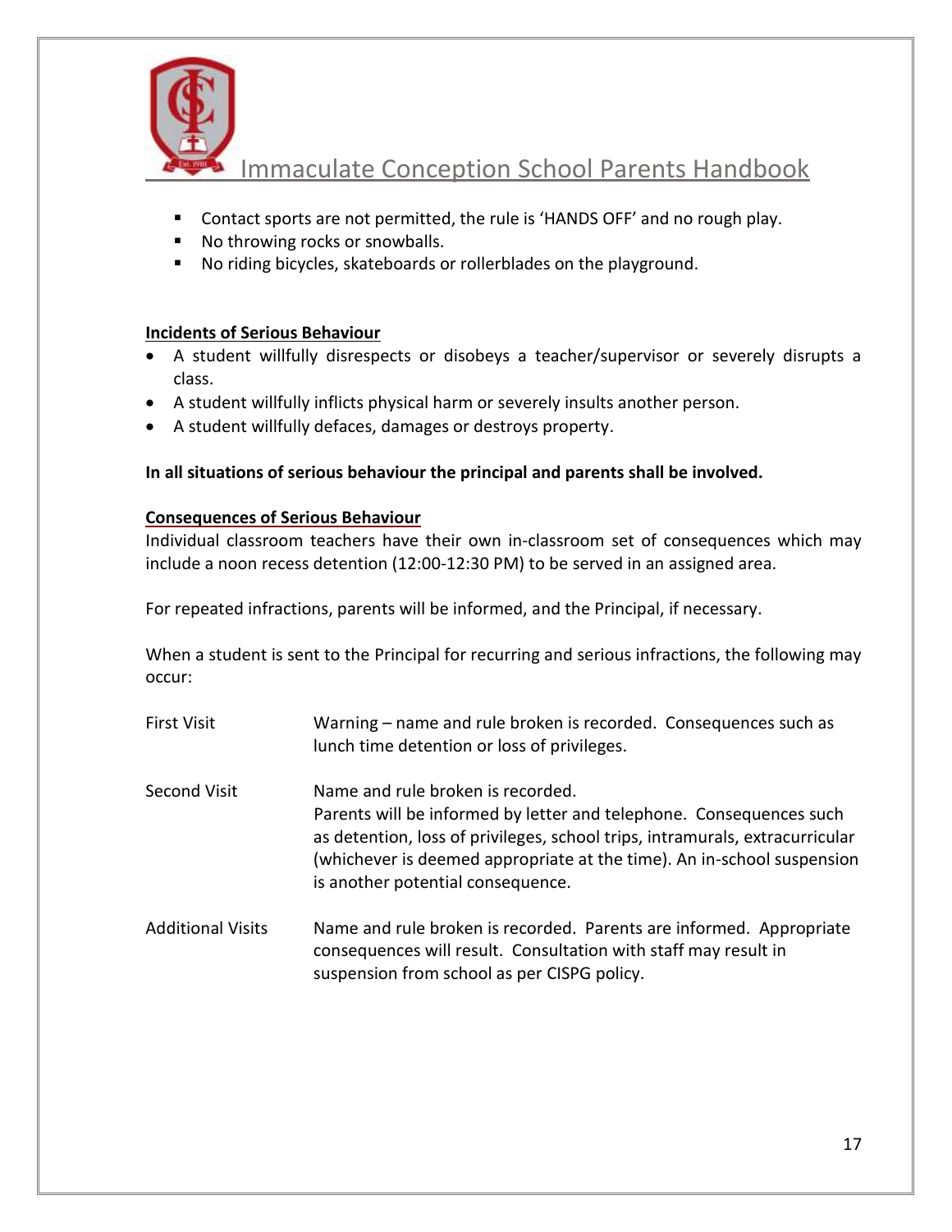- Contact sports are not permitted, the rule is 'HANDS OFF' and no rough play.
- No throwing rocks or snowballs.
- No riding bicycles, skateboards or rollerblades on the playground.

### Incidents of Serious Behaviour

- A student willfully disrespects or disobeys a teacher/supervisor or severely disrupts a class.
- A student willfully inflicts physical harm or severely insults another person.
- A student willfully defaces, damages or destroys property.

**In all situations of serious behaviour the principal and parents shall be involved.**

### Consequences of Serious Behaviour

Individual classroom teachers have their own in-classroom set of consequences which may include a noon recess detention (12:00-12:30 PM) to be served in an assigned area.

For repeated infractions, parents will be informed, and the Principal, if necessary.

When a student is sent to the Principal for recurring and serious infractions, the following may occur:

| | |
|---|---|
| First Visit | Warning – name and rule broken is recorded. Consequences such as lunch time detention or loss of privileges. |
| Second Visit | Name and rule broken is recorded. Parents will be informed by letter and telephone. Consequences such as detention, loss of privileges, school trips, intramurals, extracurricular (whichever is deemed appropriate at the time). An in-school suspension is another potential consequence. |
| Additional Visits | Name and rule broken is recorded. Parents are informed. Appropriate consequences will result. Consultation with staff may result in suspension from school as per CISPG policy. |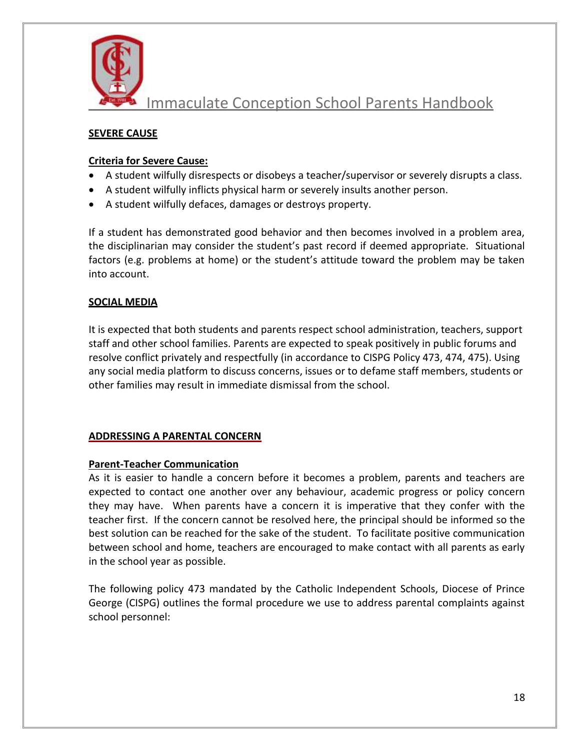## SEVERE CAUSE

**Criteria for Severe Cause:**

- A student wilfully disrespects or disobeys a teacher/supervisor or severely disrupts a class.
- A student wilfully inflicts physical harm or severely insults another person.
- A student wilfully defaces, damages or destroys property.

If a student has demonstrated good behavior and then becomes involved in a problem area, the disciplinarian may consider the student's past record if deemed appropriate. Situational factors (e.g. problems at home) or the student's attitude toward the problem may be taken into account.

## SOCIAL MEDIA

It is expected that both students and parents respect school administration, teachers, support staff and other school families. Parents are expected to speak positively in public forums and resolve conflict privately and respectfully (in accordance to CISPG Policy 473, 474, 475). Using any social media platform to discuss concerns, issues or to defame staff members, students or other families may result in immediate dismissal from the school.

## ADDRESSING A PARENTAL CONCERN

**Parent-Teacher Communication**

As it is easier to handle a concern before it becomes a problem, parents and teachers are expected to contact one another over any behaviour, academic progress or policy concern they may have. When parents have a concern it is imperative that they confer with the teacher first. If the concern cannot be resolved here, the principal should be informed so the best solution can be reached for the sake of the student. To facilitate positive communication between school and home, teachers are encouraged to make contact with all parents as early in the school year as possible.

The following policy 473 mandated by the Catholic Independent Schools, Diocese of Prince George (CISPG) outlines the formal procedure we use to address parental complaints against school personnel: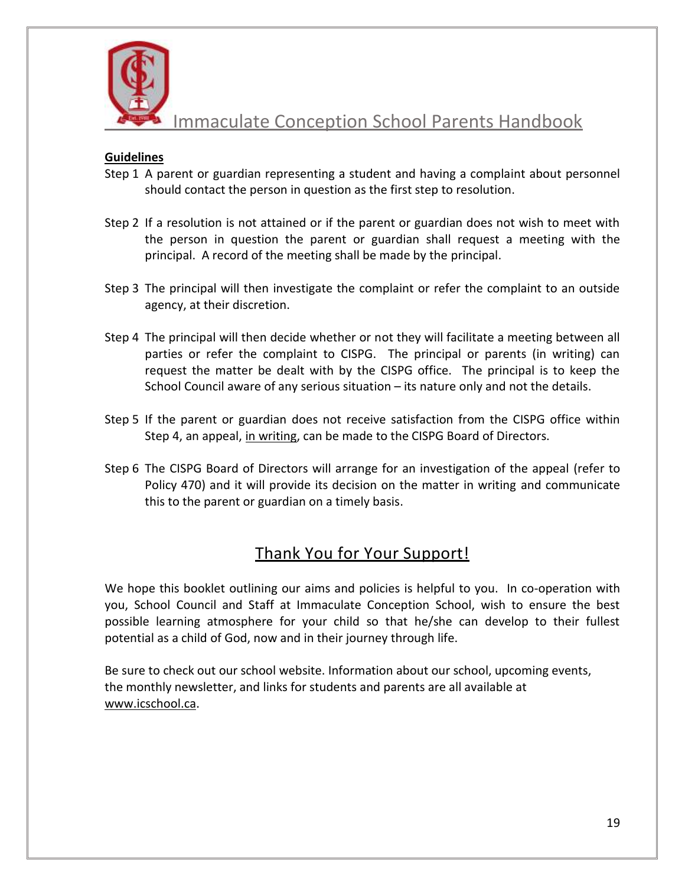**Guidelines**

Step 1 A parent or guardian representing a student and having a complaint about personnel should contact the person in question as the first step to resolution.

Step 2 If a resolution is not attained or if the parent or guardian does not wish to meet with the person in question the parent or guardian shall request a meeting with the principal. A record of the meeting shall be made by the principal.

Step 3 The principal will then investigate the complaint or refer the complaint to an outside agency, at their discretion.

Step 4 The principal will then decide whether or not they will facilitate a meeting between all parties or refer the complaint to CISPG. The principal or parents (in writing) can request the matter be dealt with by the CISPG office. The principal is to keep the School Council aware of any serious situation – its nature only and not the details.

Step 5 If the parent or guardian does not receive satisfaction from the CISPG office within Step 4, an appeal, in writing, can be made to the CISPG Board of Directors.

Step 6 The CISPG Board of Directors will arrange for an investigation of the appeal (refer to Policy 470) and it will provide its decision on the matter in writing and communicate this to the parent or guardian on a timely basis.

## Thank You for Your Support!

We hope this booklet outlining our aims and policies is helpful to you. In co-operation with you, School Council and Staff at Immaculate Conception School, wish to ensure the best possible learning atmosphere for your child so that he/she can develop to their fullest potential as a child of God, now and in their journey through life.

Be sure to check out our school website. Information about our school, upcoming events, the monthly newsletter, and links for students and parents are all available at www.icschool.ca.